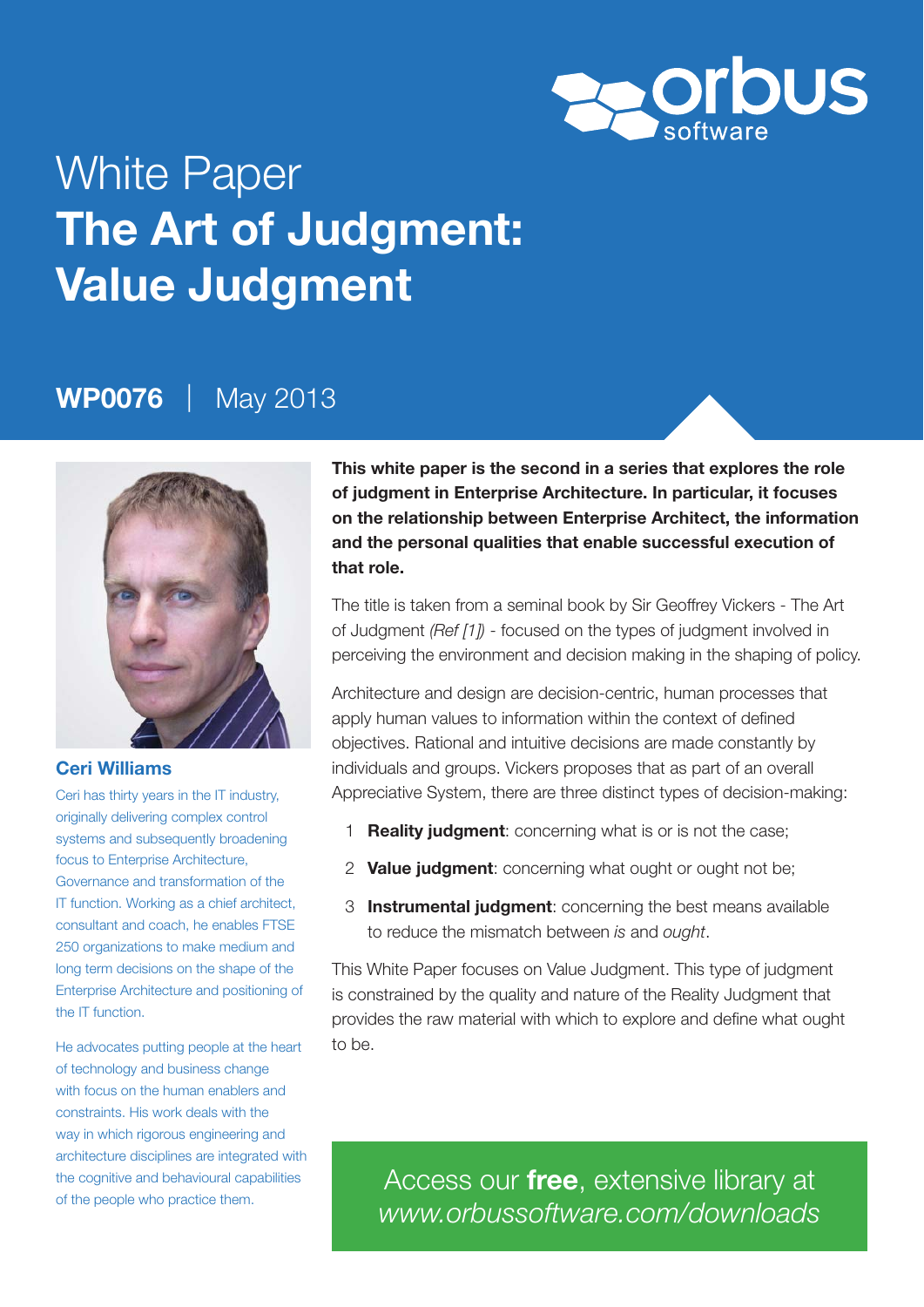White Paper

# The Art of Judgment: Value Judgment

**WP0076** | May 2013

### Ceri Williams

Ceri has thirty years in the IT industry, originally delivering complex control systems and subsequently broadening focus to Enterprise Architecture, Governance and transformation of the IT function. Working as a chief architect, consultant and coach, he enables FTSE 250 organizations to make medium and long term decisions on the shape of the Enterprise Architecture and positioning of the IT function.

He advocates putting people at the heart of technology and business change with focus on the human enablers and constraints. His work deals with the way in which rigorous engineering and architecture disciplines are integrated with the cognitive and behavioural capabilities of the people who practice them.

**This white paper is the second in a series that explores the role of judgment in Enterprise Architecture. In particular, it focuses on the relationship between Enterprise Architect, the information and the personal qualities that enable successful execution of that role.**

The title is taken from a seminal book by Sir Geoffrey Vickers - The Art of Judgment *(Ref [1])* - focused on the types of judgment involved in perceiving the environment and decision making in the shaping of policy.

Architecture and design are decision-centric, human processes that apply human values to information within the context of defined objectives. Rational and intuitive decisions are made constantly by individuals and groups. Vickers proposes that as part of an overall Appreciative System, there are three distinct types of decision-making:

1. **Reality judgment**: concerning what is or is not the case;
2. **Value judgment**: concerning what ought or ought not be;
3. **Instrumental judgment**: concerning the best means available to reduce the mismatch between *is* and *ought*.

This White Paper focuses on Value Judgment. This type of judgment is constrained by the quality and nature of the Reality Judgment that provides the raw material with which to explore and define what ought to be.

Access our **free**, extensive library at *www.orbussoftware.com/downloads*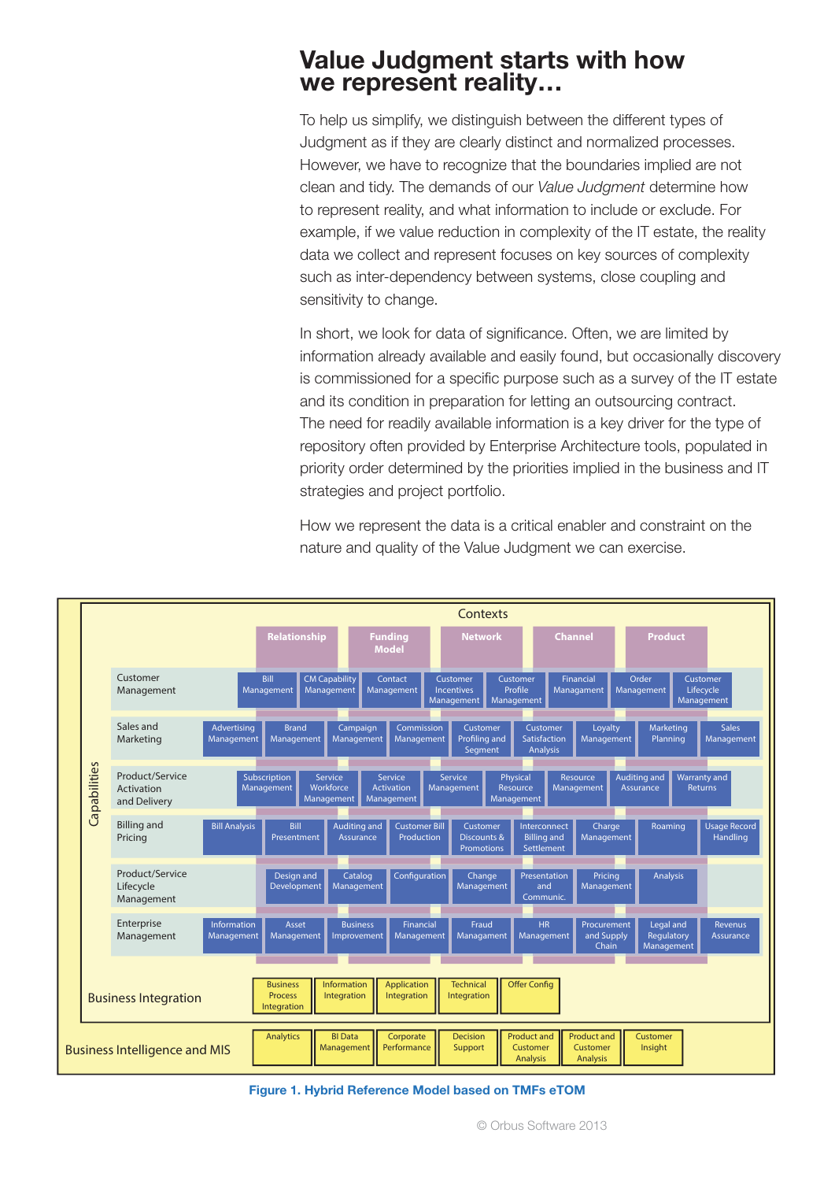# Value Judgment starts with how we represent reality…

To help us simplify, we distinguish between the different types of Judgment as if they are clearly distinct and normalized processes. However, we have to recognize that the boundaries implied are not clean and tidy. The demands of our *Value Judgment* determine how to represent reality, and what information to include or exclude. For example, if we value reduction in complexity of the IT estate, the reality data we collect and represent focuses on key sources of complexity such as inter-dependency between systems, close coupling and sensitivity to change.

In short, we look for data of significance. Often, we are limited by information already available and easily found, but occasionally discovery is commissioned for a specific purpose such as a survey of the IT estate and its condition in preparation for letting an outsourcing contract. The need for readily available information is a key driver for the type of repository often provided by Enterprise Architecture tools, populated in priority order determined by the priorities implied in the business and IT strategies and project portfolio.

How we represent the data is a critical enabler and constraint on the nature and quality of the Value Judgment we can exercise.

Contexts: Relationship | Funding Model | Network | Channel | Product

Capabilities:

| Capability | | | | | | | | | |
|---|---|---|---|---|---|---|---|---|---|
| Customer Management | | Bill Management | CM Capability Management | Contact Management | Customer Incentives Management | Customer Profile Management | Financial Managament | Order Management | Customer Lifecycle Management |
| Sales and Marketing | Advertising Management | Brand Management | Campaign Management | Commission Management | Customer Profiling and Segment | Customer Satisfaction Analysis | Loyalty Management | Marketing Planning | Sales Management |
| Product/Service Activation and Delivery | | Subscription Management | Service Workforce Management | Service Activation Management | Service Management | Physical Resource Management | Resource Management | Auditing and Assurance | Warranty and Returns |
| Billing and Pricing | Bill Analysis | Bill Presentment | Auditing and Assurance | Customer Bill Production | Customer Discounts & Promotions | Interconnect Billing and Settlement | Charge Management | Roaming | Usage Record Handling |
| Product/Service Lifecycle Management | | Design and Development | Catalog Management | Configuration | Change Management | Presentation and Communic. | Pricing Management | Analysis | |
| Enterprise Management | Information Management | Asset Management | Business Improvement | Financial Management | Fraud Managament | HR Management | Procurement and Supply Chain | Legal and Regulatory Management | Revenus Assurance |

Business Integration: Business Process Integration | Information Integration | Application Integration | Technical Integration | Offer Config

Business Intelligence and MIS: Analytics | BI Data Management | Corporate Performance | Decision Support | Product and Customer Analysis | Product and Customer Analysis | Customer Insight

**Figure 1. Hybrid Reference Model based on TMFs eTOM**

© Orbus Software 2013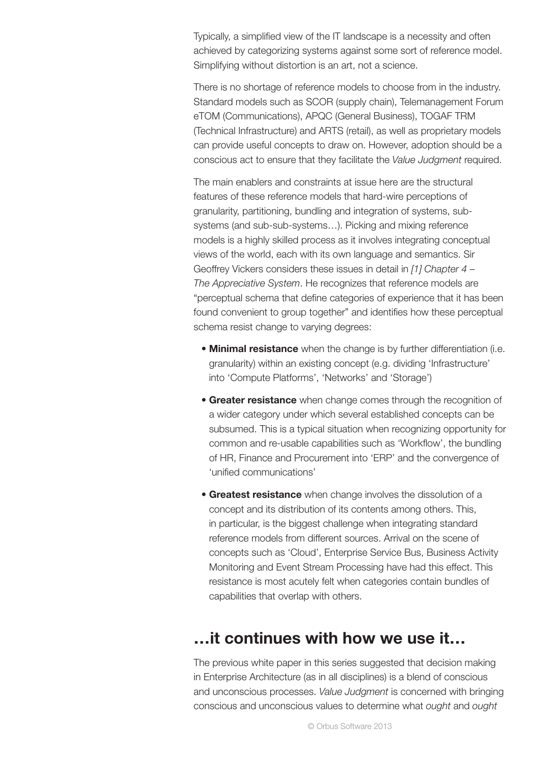Typically, a simplified view of the IT landscape is a necessity and often achieved by categorizing systems against some sort of reference model. Simplifying without distortion is an art, not a science.

There is no shortage of reference models to choose from in the industry. Standard models such as SCOR (supply chain), Telemanagement Forum eTOM (Communications), APQC (General Business), TOGAF TRM (Technical Infrastructure) and ARTS (retail), as well as proprietary models can provide useful concepts to draw on. However, adoption should be a conscious act to ensure that they facilitate the *Value Judgment* required.

The main enablers and constraints at issue here are the structural features of these reference models that hard-wire perceptions of granularity, partitioning, bundling and integration of systems, sub-systems (and sub-sub-systems…). Picking and mixing reference models is a highly skilled process as it involves integrating conceptual views of the world, each with its own language and semantics. Sir Geoffrey Vickers considers these issues in detail in *[1] Chapter 4 – The Appreciative System*. He recognizes that reference models are "perceptual schema that define categories of experience that it has been found convenient to group together" and identifies how these perceptual schema resist change to varying degrees:

- **Minimal resistance** when the change is by further differentiation (i.e. granularity) within an existing concept (e.g. dividing 'Infrastructure' into 'Compute Platforms', 'Networks' and 'Storage')
- **Greater resistance** when change comes through the recognition of a wider category under which several established concepts can be subsumed. This is a typical situation when recognizing opportunity for common and re-usable capabilities such as 'Workflow', the bundling of HR, Finance and Procurement into 'ERP' and the convergence of 'unified communications'
- **Greatest resistance** when change involves the dissolution of a concept and its distribution of its contents among others. This, in particular, is the biggest challenge when integrating standard reference models from different sources. Arrival on the scene of concepts such as 'Cloud', Enterprise Service Bus, Business Activity Monitoring and Event Stream Processing have had this effect. This resistance is most acutely felt when categories contain bundles of capabilities that overlap with others.

## …it continues with how we use it…

The previous white paper in this series suggested that decision making in Enterprise Architecture (as in all disciplines) is a blend of conscious and unconscious processes. *Value Judgment* is concerned with bringing conscious and unconscious values to determine what *ought* and *ought*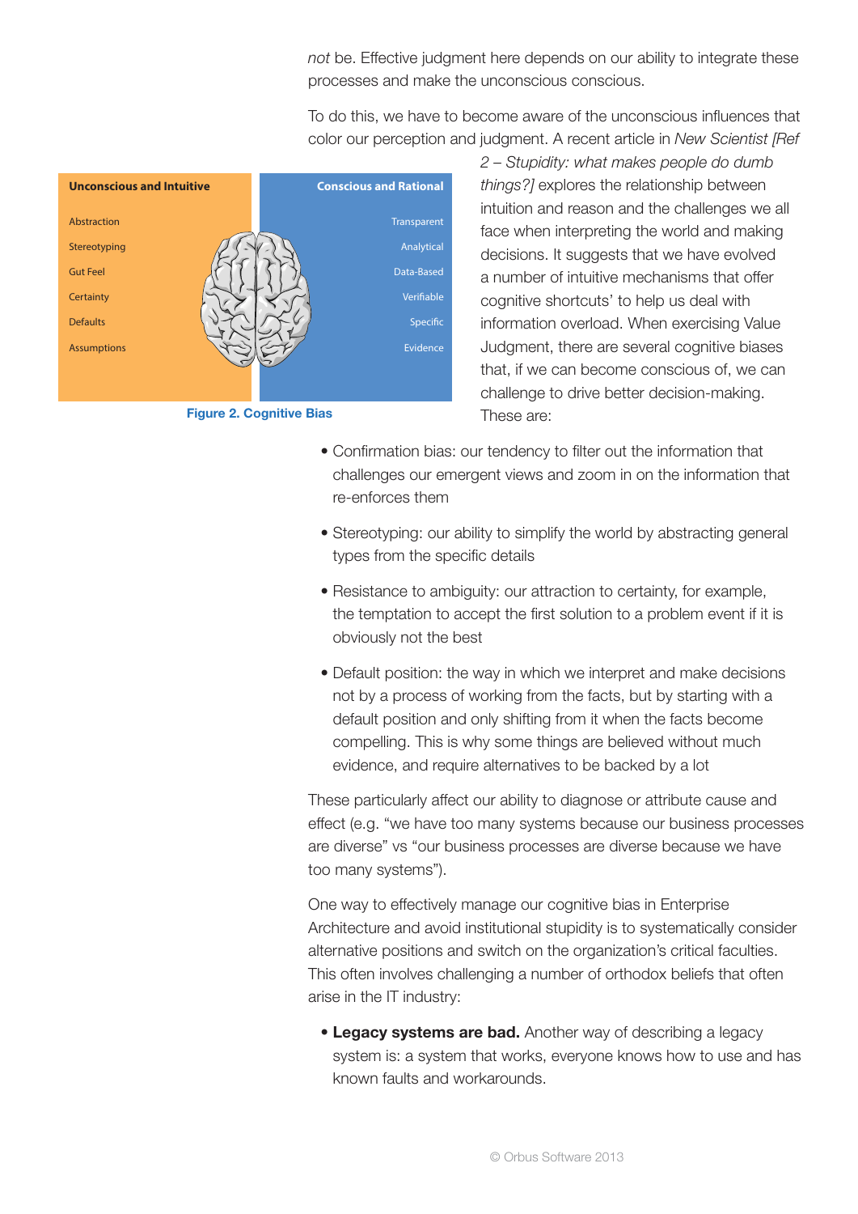*not* be. Effective judgment here depends on our ability to integrate these processes and make the unconscious conscious.

To do this, we have to become aware of the unconscious influences that color our perception and judgment. A recent article in *New Scientist [Ref 2 – Stupidity: what makes people do dumb things?]* explores the relationship between intuition and reason and the challenges we all face when interpreting the world and making decisions. It suggests that we have evolved a number of intuitive mechanisms that offer cognitive shortcuts' to help us deal with information overload. When exercising Value Judgment, there are several cognitive biases that, if we can become conscious of, we can challenge to drive better decision-making. These are:

| Unconscious and Intuitive | Conscious and Rational |
|---|---|
| Abstraction | Transparent |
| Stereotyping | Analytical |
| Gut Feel | Data-Based |
| Certainty | Verifiable |
| Defaults | Specific |
| Assumptions | Evidence |

**Figure 2. Cognitive Bias**

- Confirmation bias: our tendency to filter out the information that challenges our emergent views and zoom in on the information that re-enforces them
- Stereotyping: our ability to simplify the world by abstracting general types from the specific details
- Resistance to ambiguity: our attraction to certainty, for example, the temptation to accept the first solution to a problem event if it is obviously not the best
- Default position: the way in which we interpret and make decisions not by a process of working from the facts, but by starting with a default position and only shifting from it when the facts become compelling. This is why some things are believed without much evidence, and require alternatives to be backed by a lot

These particularly affect our ability to diagnose or attribute cause and effect (e.g. "we have too many systems because our business processes are diverse" vs "our business processes are diverse because we have too many systems").

One way to effectively manage our cognitive bias in Enterprise Architecture and avoid institutional stupidity is to systematically consider alternative positions and switch on the organization's critical faculties. This often involves challenging a number of orthodox beliefs that often arise in the IT industry:

- **Legacy systems are bad.** Another way of describing a legacy system is: a system that works, everyone knows how to use and has known faults and workarounds.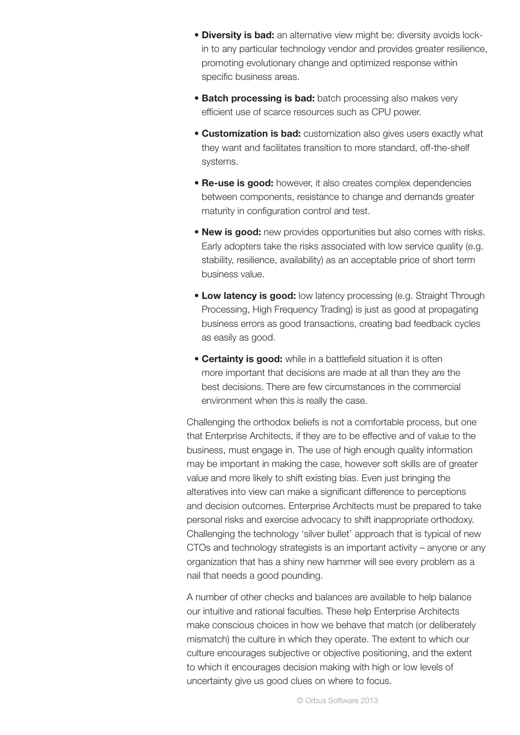- **Diversity is bad:** an alternative view might be: diversity avoids lock-in to any particular technology vendor and provides greater resilience, promoting evolutionary change and optimized response within specific business areas.
- **Batch processing is bad:** batch processing also makes very efficient use of scarce resources such as CPU power.
- **Customization is bad:** customization also gives users exactly what they want and facilitates transition to more standard, off-the-shelf systems.
- **Re-use is good:** however, it also creates complex dependencies between components, resistance to change and demands greater maturity in configuration control and test.
- **New is good:** new provides opportunities but also comes with risks. Early adopters take the risks associated with low service quality (e.g. stability, resilience, availability) as an acceptable price of short term business value.
- **Low latency is good:** low latency processing (e.g. Straight Through Processing, High Frequency Trading) is just as good at propagating business errors as good transactions, creating bad feedback cycles as easily as good.
- **Certainty is good:** while in a battlefield situation it is often more important that decisions are made at all than they are the best decisions. There are few circumstances in the commercial environment when this is really the case.

Challenging the orthodox beliefs is not a comfortable process, but one that Enterprise Architects, if they are to be effective and of value to the business, must engage in. The use of high enough quality information may be important in making the case, however soft skills are of greater value and more likely to shift existing bias. Even just bringing the alteratives into view can make a significant difference to perceptions and decision outcomes. Enterprise Architects must be prepared to take personal risks and exercise advocacy to shift inappropriate orthodoxy. Challenging the technology 'silver bullet' approach that is typical of new CTOs and technology strategists is an important activity – anyone or any organization that has a shiny new hammer will see every problem as a nail that needs a good pounding.

A number of other checks and balances are available to help balance our intuitive and rational faculties. These help Enterprise Architects make conscious choices in how we behave that match (or deliberately mismatch) the culture in which they operate. The extent to which our culture encourages subjective or objective positioning, and the extent to which it encourages decision making with high or low levels of uncertainty give us good clues on where to focus.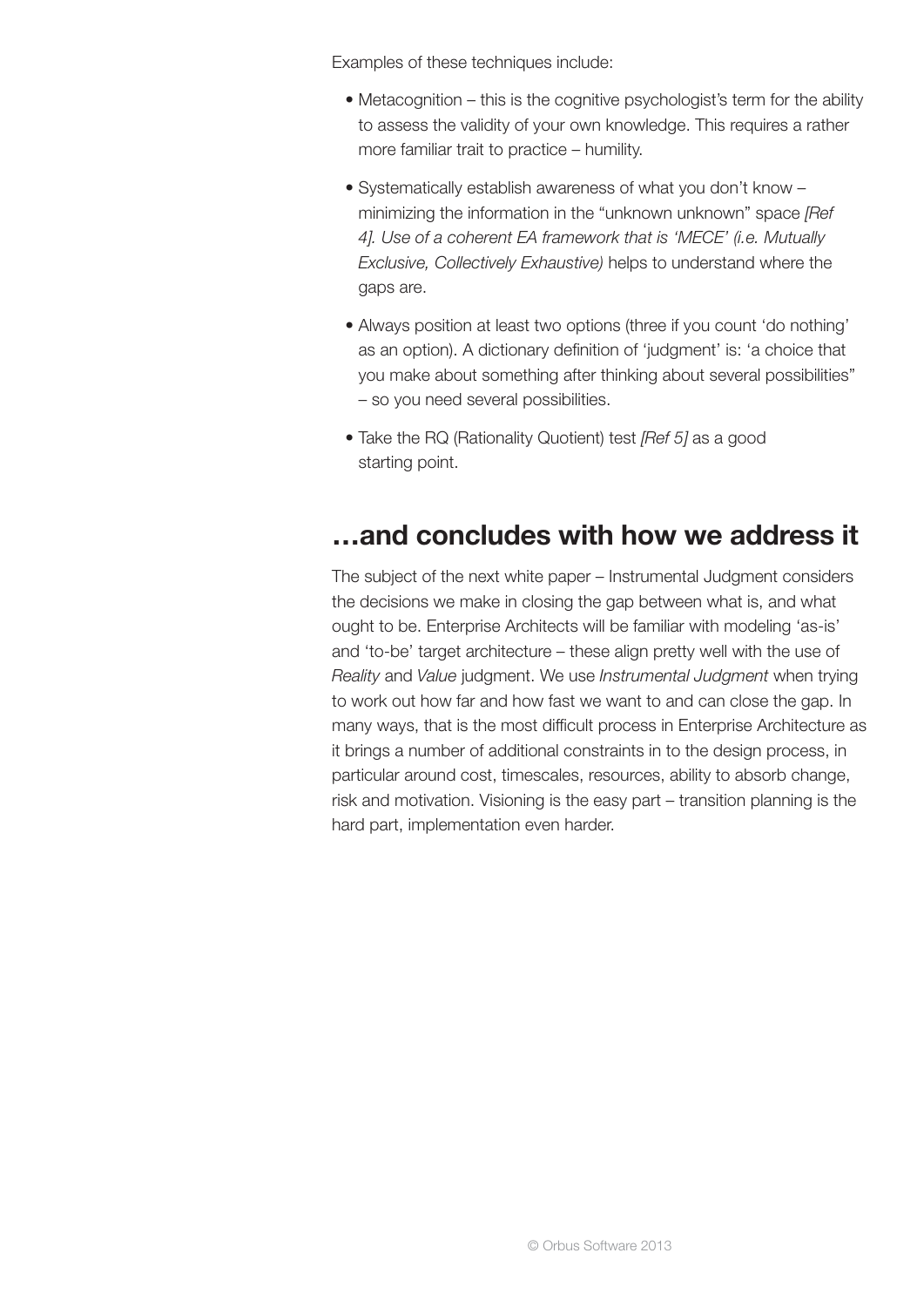Examples of these techniques include:

- Metacognition – this is the cognitive psychologist's term for the ability to assess the validity of your own knowledge. This requires a rather more familiar trait to practice – humility.
- Systematically establish awareness of what you don't know – minimizing the information in the "unknown unknown" space *[Ref 4]. Use of a coherent EA framework that is 'MECE' (i.e. Mutually Exclusive, Collectively Exhaustive)* helps to understand where the gaps are.
- Always position at least two options (three if you count 'do nothing' as an option). A dictionary definition of 'judgment' is: 'a choice that you make about something after thinking about several possibilities" – so you need several possibilities.
- Take the RQ (Rationality Quotient) test *[Ref 5]* as a good starting point.

## …and concludes with how we address it

The subject of the next white paper – Instrumental Judgment considers the decisions we make in closing the gap between what is, and what ought to be. Enterprise Architects will be familiar with modeling 'as-is' and 'to-be' target architecture – these align pretty well with the use of *Reality* and *Value* judgment. We use *Instrumental Judgment* when trying to work out how far and how fast we want to and can close the gap. In many ways, that is the most difficult process in Enterprise Architecture as it brings a number of additional constraints in to the design process, in particular around cost, timescales, resources, ability to absorb change, risk and motivation. Visioning is the easy part – transition planning is the hard part, implementation even harder.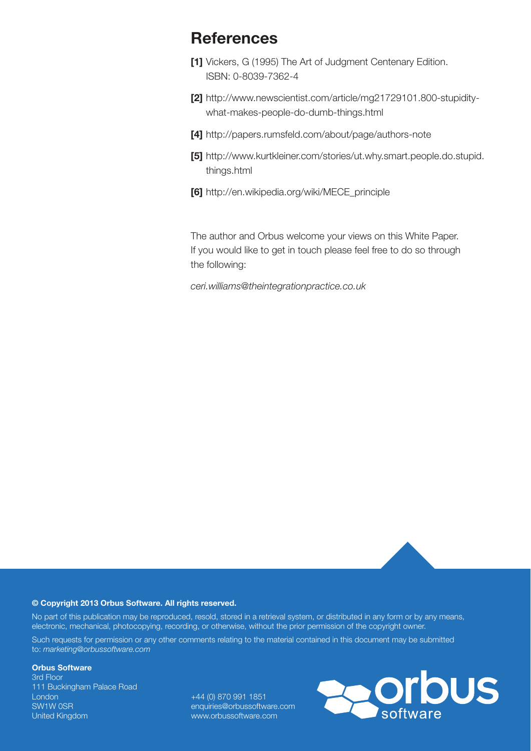## References

**[1]** Vickers, G (1995) The Art of Judgment Centenary Edition. ISBN: 0-8039-7362-4

**[2]** http://www.newscientist.com/article/mg21729101.800-stupidity-what-makes-people-do-dumb-things.html

**[4]** http://papers.rumsfeld.com/about/page/authors-note

**[5]** http://www.kurtkleiner.com/stories/ut.why.smart.people.do.stupid.things.html

**[6]** http://en.wikipedia.org/wiki/MECE_principle

The author and Orbus welcome your views on this White Paper. If you would like to get in touch please feel free to do so through the following:

*ceri.williams@theintegrationpractice.co.uk*

**© Copyright 2013 Orbus Software. All rights reserved.**

No part of this publication may be reproduced, resold, stored in a retrieval system, or distributed in any form or by any means, electronic, mechanical, photocopying, recording, or otherwise, without the prior permission of the copyright owner.

Such requests for permission or any other comments relating to the material contained in this document may be submitted to: *marketing@orbussoftware.com*

**Orbus Software**
3rd Floor
111 Buckingham Palace Road
London
SW1W 0SR
United Kingdom

+44 (0) 870 991 1851
enquiries@orbussoftware.com
www.orbussoftware.com